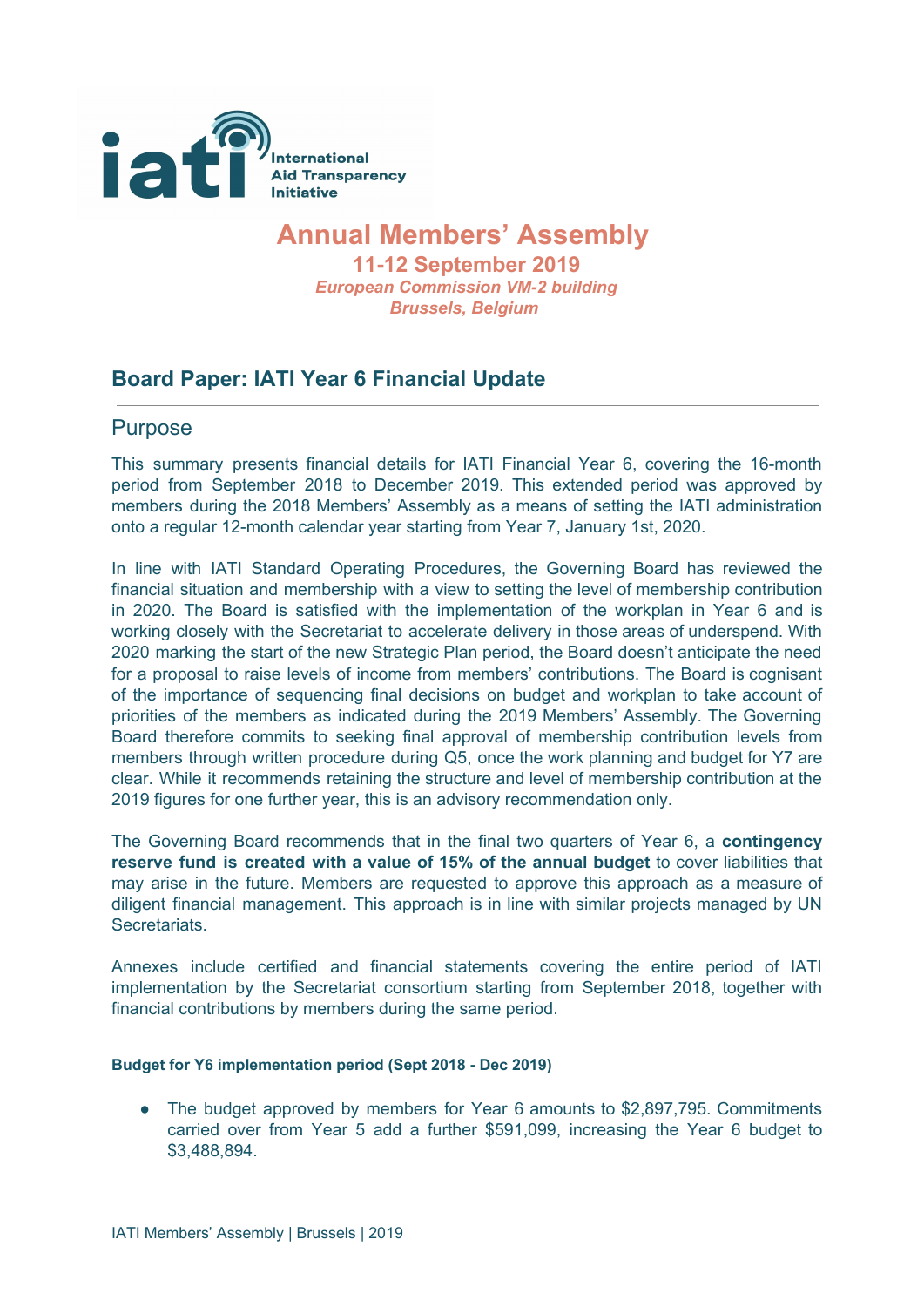iati International Aid Transparency Initiative

# Annual Members' Assembly

**11-12 September 2019**

***European Commission VM-2 building***

***Brussels, Belgium***

## Board Paper: IATI Year 6 Financial Update

### Purpose

This summary presents financial details for IATI Financial Year 6, covering the 16-month period from September 2018 to December 2019. This extended period was approved by members during the 2018 Members' Assembly as a means of setting the IATI administration onto a regular 12-month calendar year starting from Year 7, January 1st, 2020.

In line with IATI Standard Operating Procedures, the Governing Board has reviewed the financial situation and membership with a view to setting the level of membership contribution in 2020. The Board is satisfied with the implementation of the workplan in Year 6 and is working closely with the Secretariat to accelerate delivery in those areas of underspend. With 2020 marking the start of the new Strategic Plan period, the Board doesn't anticipate the need for a proposal to raise levels of income from members' contributions. The Board is cognisant of the importance of sequencing final decisions on budget and workplan to take account of priorities of the members as indicated during the 2019 Members' Assembly. The Governing Board therefore commits to seeking final approval of membership contribution levels from members through written procedure during Q5, once the work planning and budget for Y7 are clear. While it recommends retaining the structure and level of membership contribution at the 2019 figures for one further year, this is an advisory recommendation only.

The Governing Board recommends that in the final two quarters of Year 6, a **contingency reserve fund is created with a value of 15% of the annual budget** to cover liabilities that may arise in the future. Members are requested to approve this approach as a measure of diligent financial management. This approach is in line with similar projects managed by UN Secretariats.

Annexes include certified and financial statements covering the entire period of IATI implementation by the Secretariat consortium starting from September 2018, together with financial contributions by members during the same period.

#### Budget for Y6 implementation period (Sept 2018 - Dec 2019)

- The budget approved by members for Year 6 amounts to $2,897,795. Commitments carried over from Year 5 add a further $591,099, increasing the Year 6 budget to $3,488,894.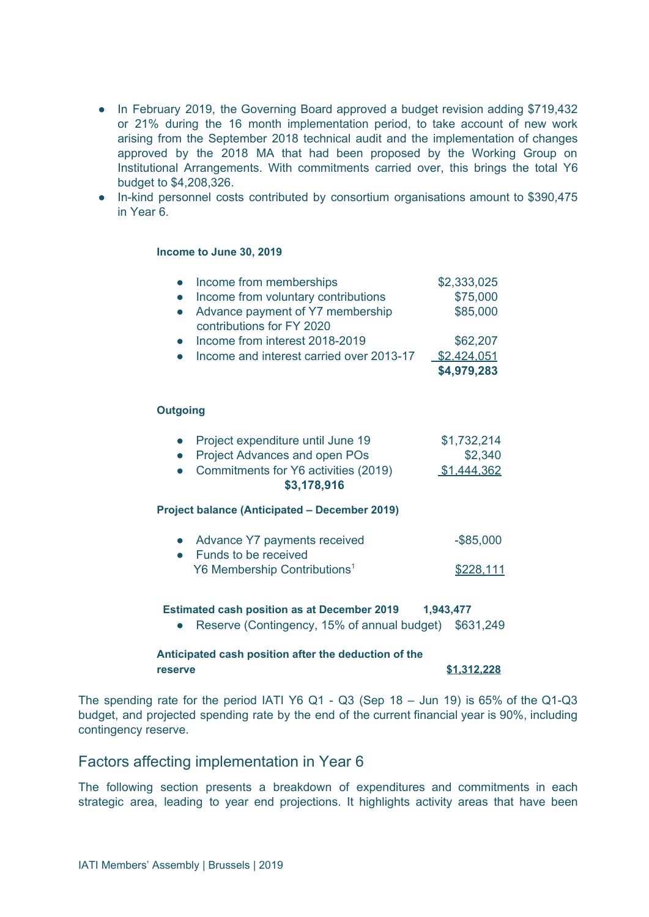- In February 2019, the Governing Board approved a budget revision adding $719,432 or 21% during the 16 month implementation period, to take account of new work arising from the September 2018 technical audit and the implementation of changes approved by the 2018 MA that had been proposed by the Working Group on Institutional Arrangements. With commitments carried over, this brings the total Y6 budget to $4,208,326.
- In-kind personnel costs contributed by consortium organisations amount to $390,475 in Year 6.

**Income to June 30, 2019**

| | |
|---|---|
| • Income from memberships | $2,333,025 |
| • Income from voluntary contributions | $75,000 |
| • Advance payment of Y7 membership contributions for FY 2020 | $85,000 |
| • Income from interest 2018-2019 | $62,207 |
| • Income and interest carried over 2013-17 | $2,424,051 |
| | **$4,979,283** |

**Outgoing**

| | |
|---|---|
| • Project expenditure until June 19 | $1,732,214 |
| • Project Advances and open POs | $2,340 |
| • Commitments for Y6 activities (2019) | $1,444,362 |
| **$3,178,916** | |

**Project balance (Anticipated – December 2019)**

| | |
|---|---|
| • Advance Y7 payments received | -$85,000 |
| • Funds to be received Y6 Membership Contributions[1] | $228,111 |

| | |
|---|---|
| **Estimated cash position as at December 2019** | **1,943,477** |
| • Reserve (Contingency, 15% of annual budget) | $631,249 |

| | |
|---|---|
| **Anticipated cash position after the deduction of the reserve** | **$1,312,228** |

The spending rate for the period IATI Y6 Q1 - Q3 (Sep 18 – Jun 19) is 65% of the Q1-Q3 budget, and projected spending rate by the end of the current financial year is 90%, including contingency reserve.

## Factors affecting implementation in Year 6

The following section presents a breakdown of expenditures and commitments in each strategic area, leading to year end projections. It highlights activity areas that have been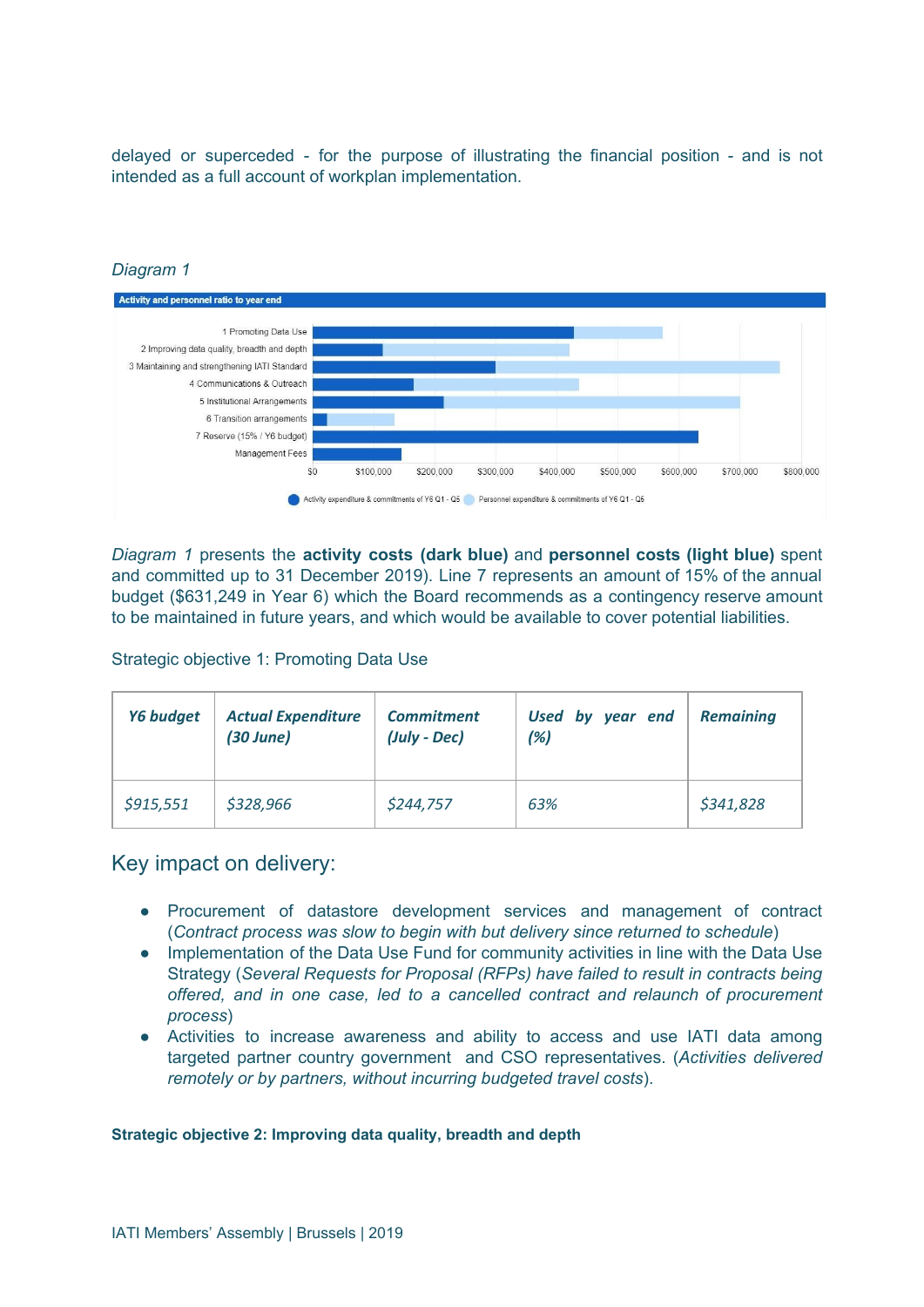delayed or superceded - for the purpose of illustrating the financial position - and is not intended as a full account of workplan implementation.

*Diagram 1*

*Diagram 1* presents the **activity costs (dark blue)** and **personnel costs (light blue)** spent and committed up to 31 December 2019). Line 7 represents an amount of 15% of the annual budget ($631,249 in Year 6) which the Board recommends as a contingency reserve amount to be maintained in future years, and which would be available to cover potential liabilities.

Strategic objective 1: Promoting Data Use

| *Y6 budget* | *Actual Expenditure (30 June)* | *Commitment (July - Dec)* | *Used by year end (%)* | *Remaining* |
|---|---|---|---|---|
| *$915,551* | *$328,966* | *$244,757* | *63%* | *$341,828* |

## Key impact on delivery:

- Procurement of datastore development services and management of contract (*Contract process was slow to begin with but delivery since returned to schedule*)
- Implementation of the Data Use Fund for community activities in line with the Data Use Strategy (*Several Requests for Proposal (RFPs) have failed to result in contracts being offered, and in one case, led to a cancelled contract and relaunch of procurement process*)
- Activities to increase awareness and ability to access and use IATI data among targeted partner country government and CSO representatives. (*Activities delivered remotely or by partners, without incurring budgeted travel costs*).

**Strategic objective 2: Improving data quality, breadth and depth**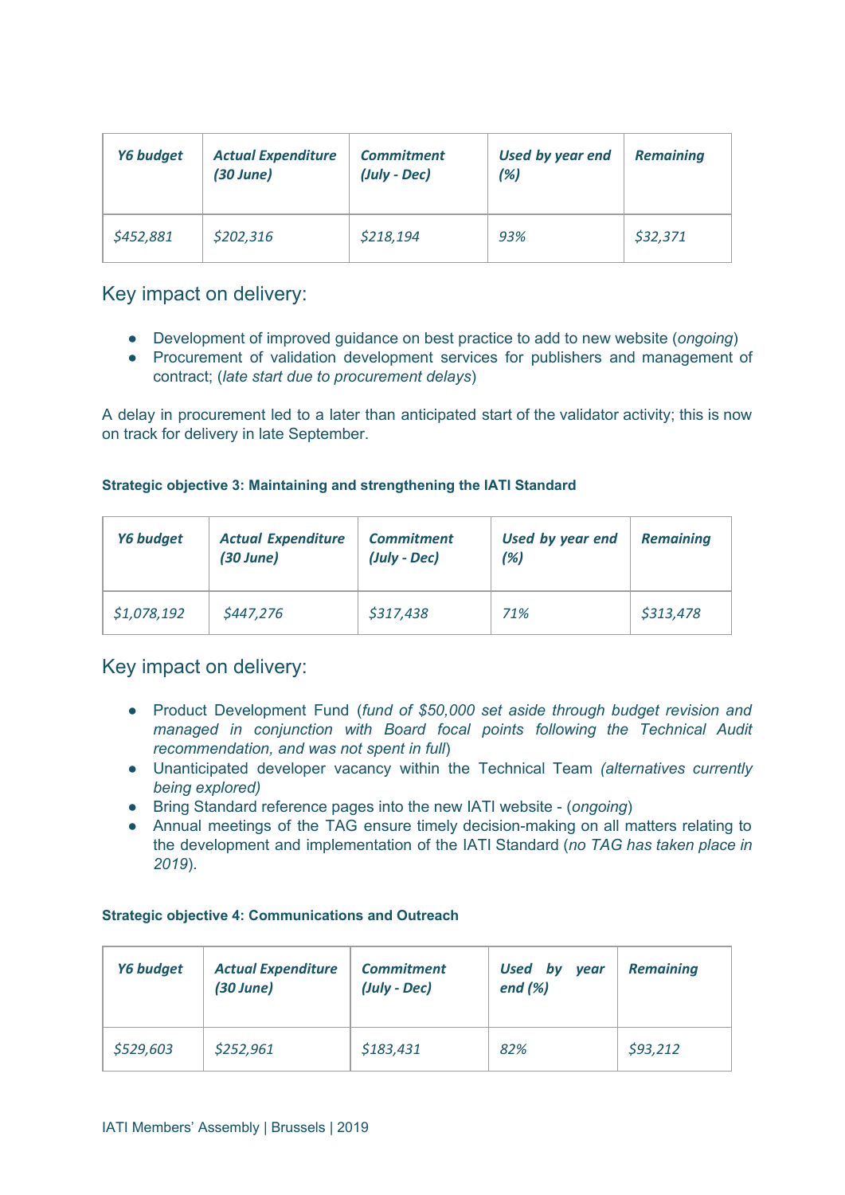| *Y6 budget* | *Actual Expenditure (30 June)* | *Commitment (July - Dec)* | *Used by year end (%)* | *Remaining* |
|---|---|---|---|---|
| *$452,881* | *$202,316* | *$218,194* | *93%* | *$32,371* |

## Key impact on delivery:

- Development of improved guidance on best practice to add to new website (*ongoing*)
- Procurement of validation development services for publishers and management of contract; (*late start due to procurement delays*)

A delay in procurement led to a later than anticipated start of the validator activity; this is now on track for delivery in late September.

**Strategic objective 3: Maintaining and strengthening the IATI Standard**

| *Y6 budget* | *Actual Expenditure (30 June)* | *Commitment (July - Dec)* | *Used by year end (%)* | *Remaining* |
|---|---|---|---|---|
| *$1,078,192* | *$447,276* | *$317,438* | *71%* | *$313,478* |

## Key impact on delivery:

- Product Development Fund (*fund of $50,000 set aside through budget revision and managed in conjunction with Board focal points following the Technical Audit recommendation, and was not spent in full*)
- Unanticipated developer vacancy within the Technical Team *(alternatives currently being explored)*
- Bring Standard reference pages into the new IATI website - (*ongoing*)
- Annual meetings of the TAG ensure timely decision-making on all matters relating to the development and implementation of the IATI Standard (*no TAG has taken place in 2019*).

**Strategic objective 4: Communications and Outreach**

| *Y6 budget* | *Actual Expenditure (30 June)* | *Commitment (July - Dec)* | *Used by year end (%)* | *Remaining* |
|---|---|---|---|---|
| *$529,603* | *$252,961* | *$183,431* | *82%* | *$93,212* |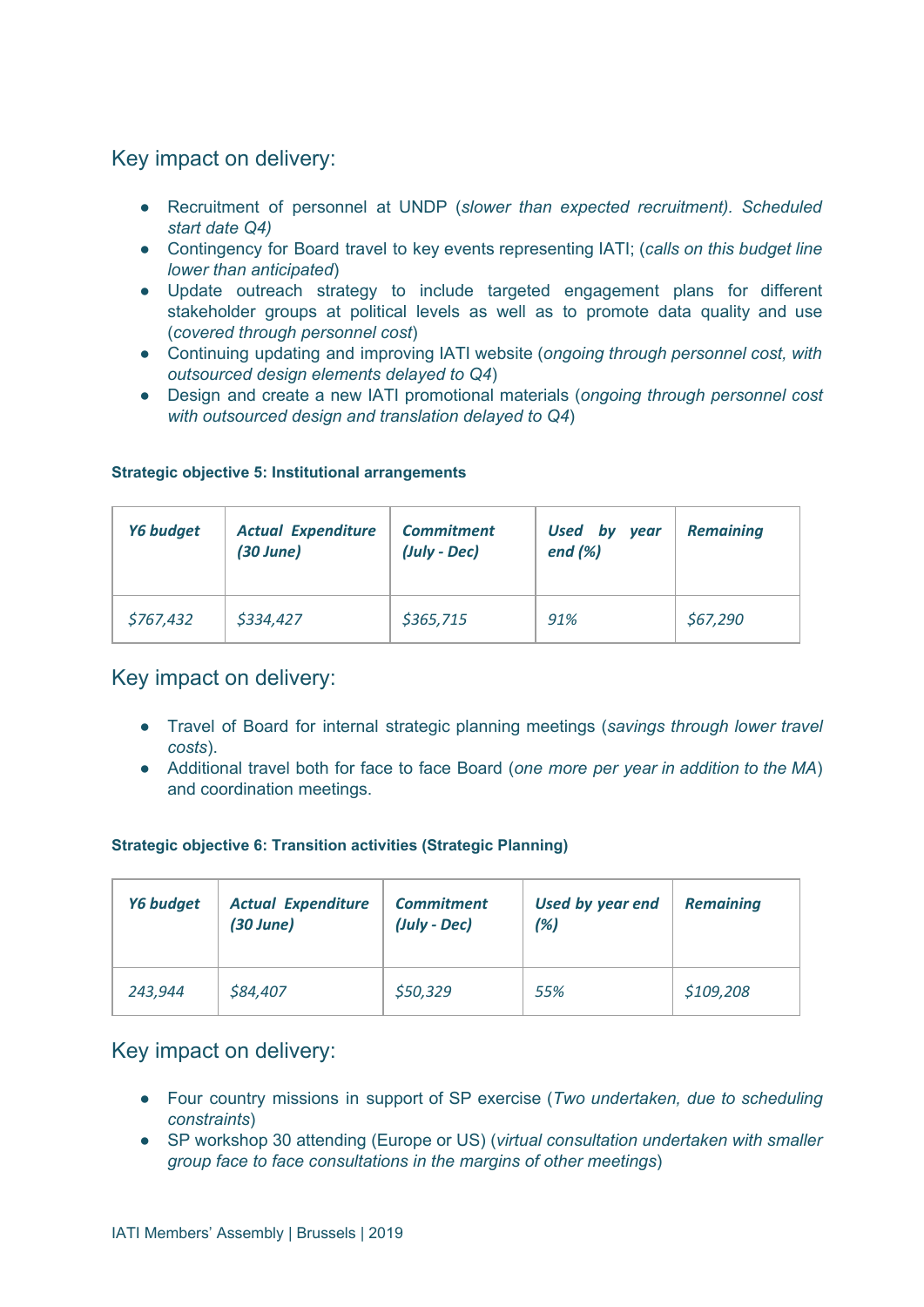## Key impact on delivery:

- Recruitment of personnel at UNDP (*slower than expected recruitment). Scheduled start date Q4)*
- Contingency for Board travel to key events representing IATI; (*calls on this budget line lower than anticipated*)
- Update outreach strategy to include targeted engagement plans for different stakeholder groups at political levels as well as to promote data quality and use (*covered through personnel cost*)
- Continuing updating and improving IATI website (*ongoing through personnel cost, with outsourced design elements delayed to Q4*)
- Design and create a new IATI promotional materials (*ongoing through personnel cost with outsourced design and translation delayed to Q4*)

**Strategic objective 5: Institutional arrangements**

| ***Y6 budget*** | ***Actual Expenditure (30 June)*** | ***Commitment (July - Dec)*** | ***Used by year end (%)*** | ***Remaining*** |
|---|---|---|---|---|
| *$767,432* | *$334,427* | *$365,715* | *91%* | *$67,290* |

## Key impact on delivery:

- Travel of Board for internal strategic planning meetings (*savings through lower travel costs*).
- Additional travel both for face to face Board (*one more per year in addition to the MA*) and coordination meetings.

**Strategic objective 6: Transition activities (Strategic Planning)**

| ***Y6 budget*** | ***Actual Expenditure (30 June)*** | ***Commitment (July - Dec)*** | ***Used by year end (%)*** | ***Remaining*** |
|---|---|---|---|---|
| *243,944* | *$84,407* | *$50,329* | *55%* | *$109,208* |

## Key impact on delivery:

- Four country missions in support of SP exercise (*Two undertaken, due to scheduling constraints*)
- SP workshop 30 attending (Europe or US) (*virtual consultation undertaken with smaller group face to face consultations in the margins of other meetings*)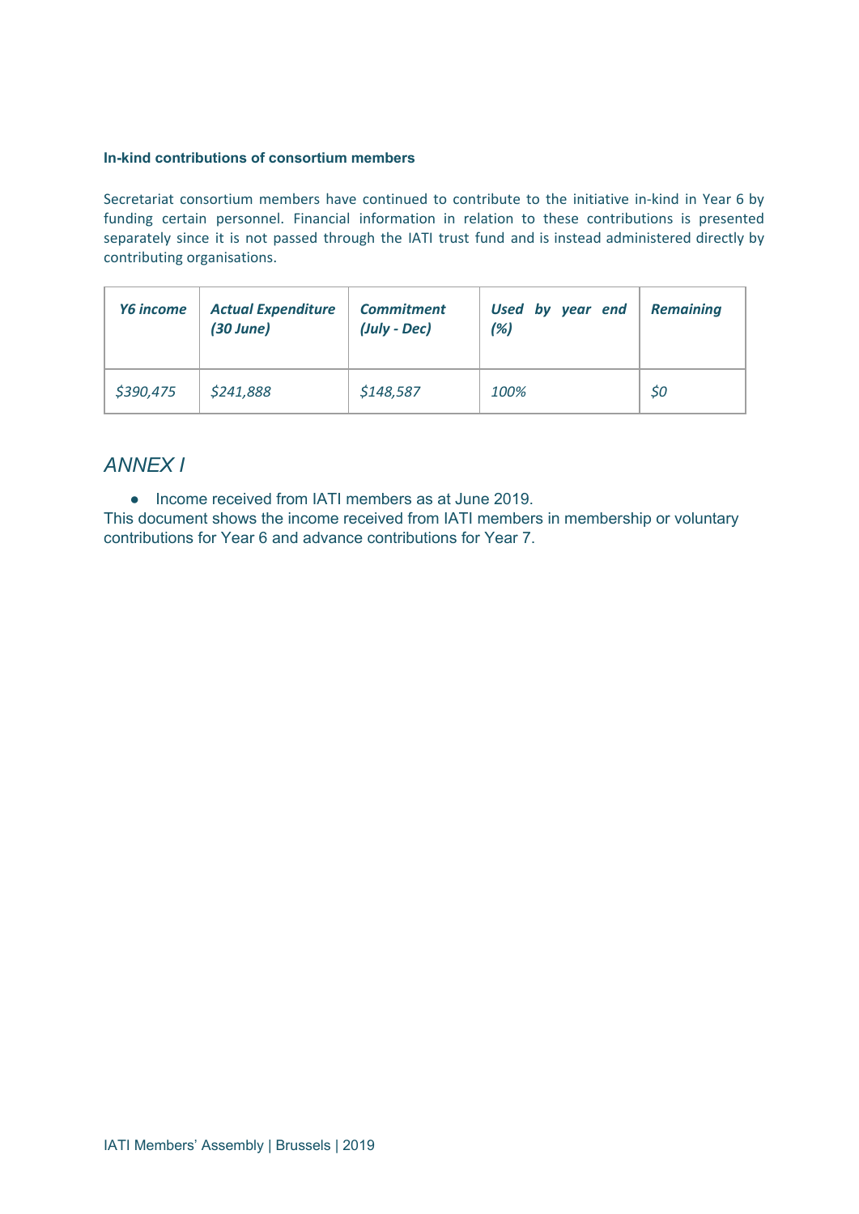#### In-kind contributions of consortium members

Secretariat consortium members have continued to contribute to the initiative in-kind in Year 6 by funding certain personnel. Financial information in relation to these contributions is presented separately since it is not passed through the IATI trust fund and is instead administered directly by contributing organisations.

| ***Y6 income*** | ***Actual Expenditure (30 June)*** | ***Commitment (July - Dec)*** | ***Used by year end (%)*** | ***Remaining*** |
|---|---|---|---|---|
| *$390,475* | *$241,888* | *$148,587* | *100%* | *$0* |

## *ANNEX I*

- Income received from IATI members as at June 2019.

This document shows the income received from IATI members in membership or voluntary contributions for Year 6 and advance contributions for Year 7.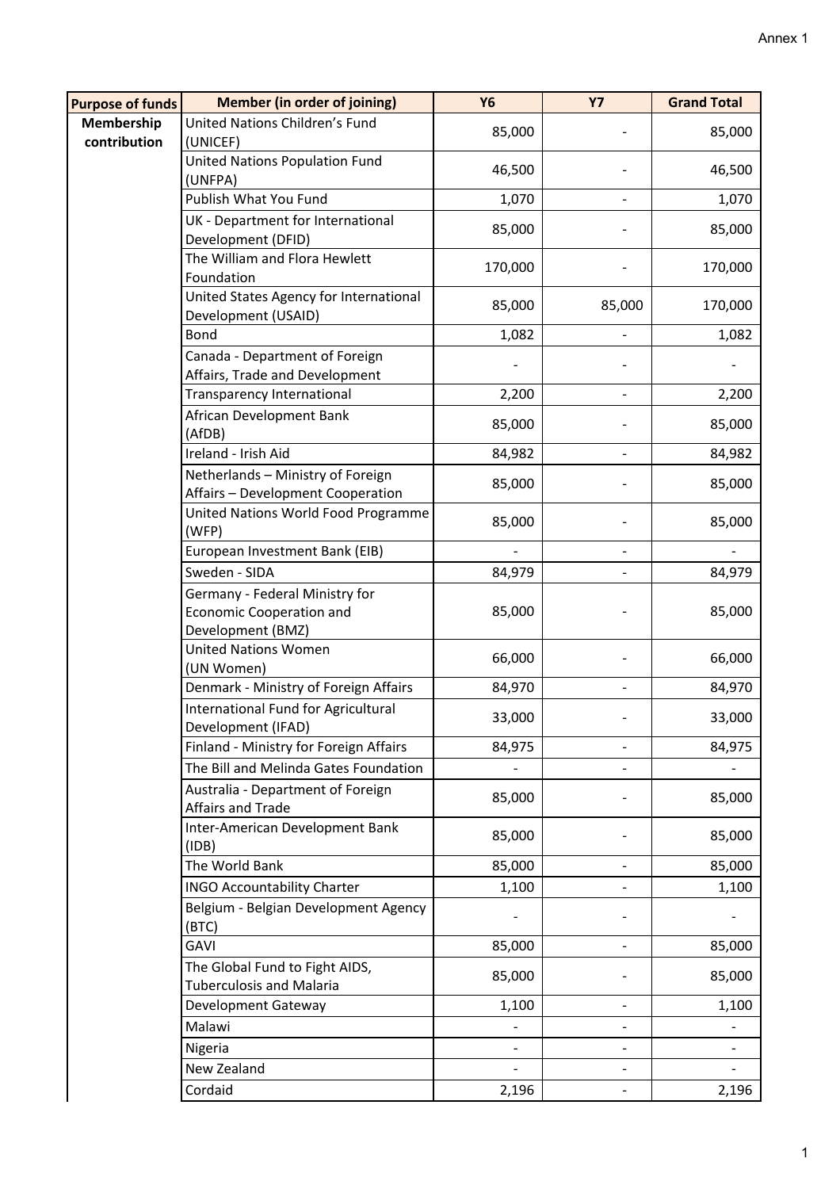Annex 1

| Purpose of funds | Member (in order of joining) | Y6 | Y7 | Grand Total |
|---|---|---|---|---|
| Membership contribution | United Nations Children's Fund (UNICEF) | 85,000 | - | 85,000 |
| | United Nations Population Fund (UNFPA) | 46,500 | - | 46,500 |
| | Publish What You Fund | 1,070 | - | 1,070 |
| | UK - Department for International Development (DFID) | 85,000 | - | 85,000 |
| | The William and Flora Hewlett Foundation | 170,000 | - | 170,000 |
| | United States Agency for International Development (USAID) | 85,000 | 85,000 | 170,000 |
| | Bond | 1,082 | - | 1,082 |
| | Canada - Department of Foreign Affairs, Trade and Development | - | - | - |
| | Transparency International | 2,200 | - | 2,200 |
| | African Development Bank (AfDB) | 85,000 | - | 85,000 |
| | Ireland - Irish Aid | 84,982 | - | 84,982 |
| | Netherlands – Ministry of Foreign Affairs – Development Cooperation | 85,000 | - | 85,000 |
| | United Nations World Food Programme (WFP) | 85,000 | - | 85,000 |
| | European Investment Bank (EIB) | - | - | - |
| | Sweden - SIDA | 84,979 | - | 84,979 |
| | Germany - Federal Ministry for Economic Cooperation and Development (BMZ) | 85,000 | - | 85,000 |
| | United Nations Women (UN Women) | 66,000 | - | 66,000 |
| | Denmark - Ministry of Foreign Affairs | 84,970 | - | 84,970 |
| | International Fund for Agricultural Development (IFAD) | 33,000 | - | 33,000 |
| | Finland - Ministry for Foreign Affairs | 84,975 | - | 84,975 |
| | The Bill and Melinda Gates Foundation | - | - | - |
| | Australia - Department of Foreign Affairs and Trade | 85,000 | - | 85,000 |
| | Inter-American Development Bank (IDB) | 85,000 | - | 85,000 |
| | The World Bank | 85,000 | - | 85,000 |
| | INGO Accountability Charter | 1,100 | - | 1,100 |
| | Belgium - Belgian Development Agency (BTC) | - | - | - |
| | GAVI | 85,000 | - | 85,000 |
| | The Global Fund to Fight AIDS, Tuberculosis and Malaria | 85,000 | - | 85,000 |
| | Development Gateway | 1,100 | - | 1,100 |
| | Malawi | - | - | - |
| | Nigeria | - | - | - |
| | New Zealand | - | - | - |
| | Cordaid | 2,196 | - | 2,196 |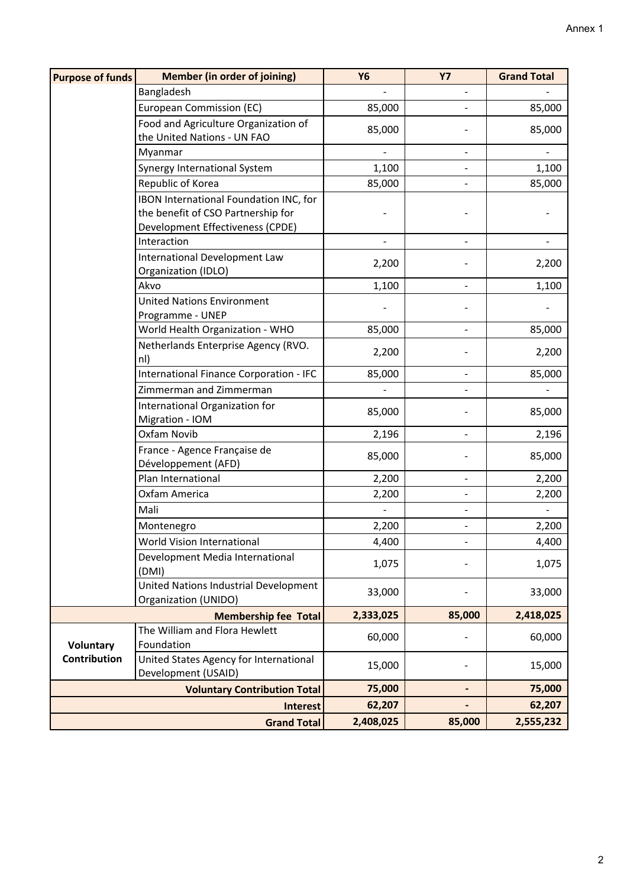Annex 1

| Purpose of funds | Member (in order of joining) | Y6 | Y7 | Grand Total |
|---|---|---|---|---|
| | Bangladesh | - | - | - |
| | European Commission (EC) | 85,000 | - | 85,000 |
| | Food and Agriculture Organization of the United Nations - UN FAO | 85,000 | - | 85,000 |
| | Myanmar | - | - | - |
| | Synergy International System | 1,100 | - | 1,100 |
| | Republic of Korea | 85,000 | - | 85,000 |
| | IBON International Foundation INC, for the benefit of CSO Partnership for Development Effectiveness (CPDE) | - | - | - |
| | Interaction | - | - | - |
| | International Development Law Organization (IDLO) | 2,200 | - | 2,200 |
| | Akvo | 1,100 | - | 1,100 |
| | United Nations Environment Programme - UNEP | - | - | - |
| | World Health Organization - WHO | 85,000 | - | 85,000 |
| | Netherlands Enterprise Agency (RVO.nl) | 2,200 | - | 2,200 |
| | International Finance Corporation - IFC | 85,000 | - | 85,000 |
| | Zimmerman and Zimmerman | - | - | - |
| | International Organization for Migration - IOM | 85,000 | - | 85,000 |
| | Oxfam Novib | 2,196 | - | 2,196 |
| | France - Agence Française de Développement (AFD) | 85,000 | - | 85,000 |
| | Plan International | 2,200 | - | 2,200 |
| | Oxfam America | 2,200 | - | 2,200 |
| | Mali | - | - | - |
| | Montenegro | 2,200 | - | 2,200 |
| | World Vision International | 4,400 | - | 4,400 |
| | Development Media International (DMI) | 1,075 | - | 1,075 |
| | United Nations Industrial Development Organization (UNIDO) | 33,000 | - | 33,000 |
| **Membership fee Total** | | **2,333,025** | **85,000** | **2,418,025** |
| **Voluntary Contribution** | The William and Flora Hewlett Foundation | 60,000 | - | 60,000 |
| | United States Agency for International Development (USAID) | 15,000 | - | 15,000 |
| **Voluntary Contribution Total** | | **75,000** | **-** | **75,000** |
| **Interest** | | **62,207** | **-** | **62,207** |
| **Grand Total** | | **2,408,025** | **85,000** | **2,555,232** |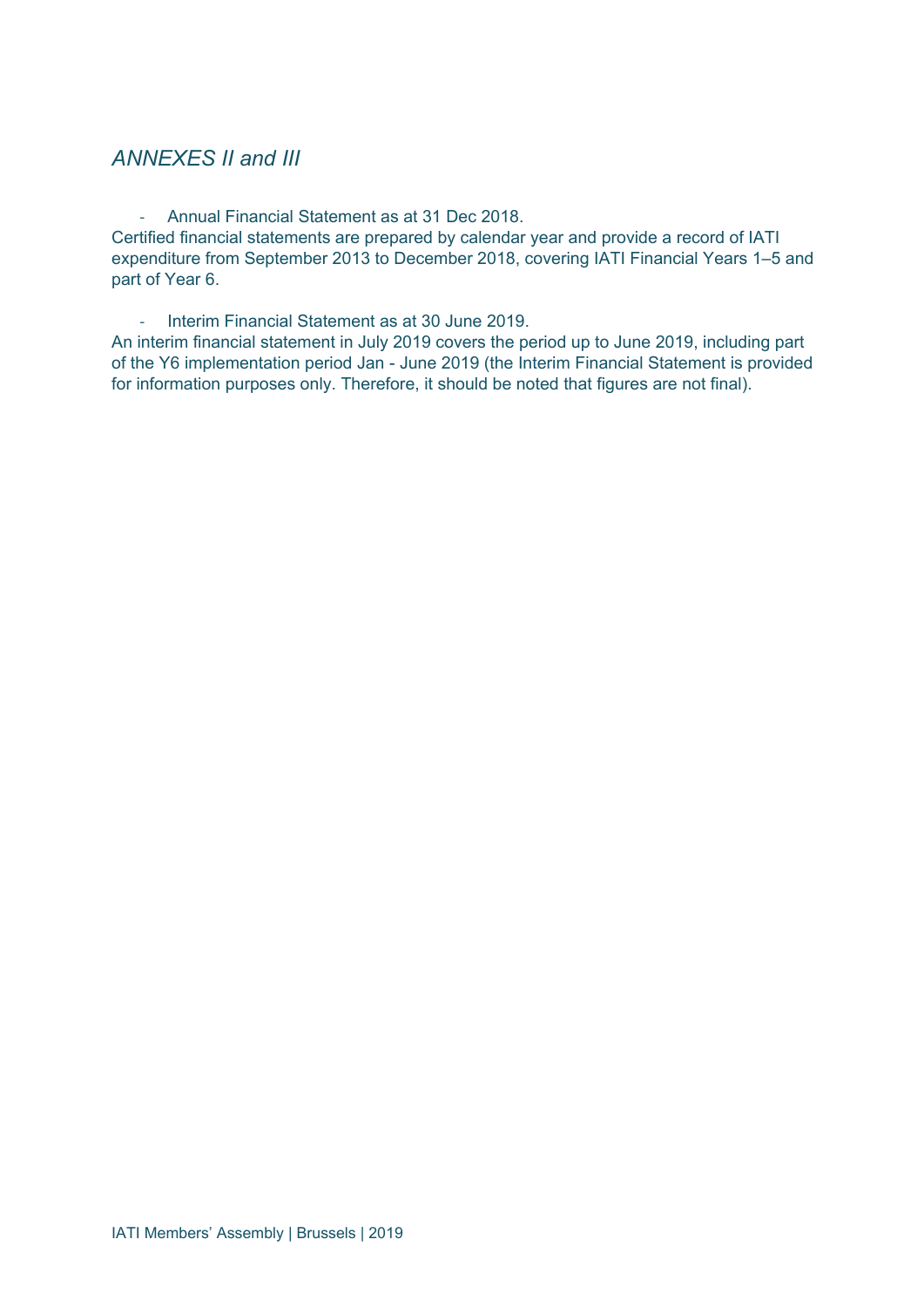## *ANNEXES II and III*

- Annual Financial Statement as at 31 Dec 2018.

Certified financial statements are prepared by calendar year and provide a record of IATI expenditure from September 2013 to December 2018, covering IATI Financial Years 1–5 and part of Year 6.

- Interim Financial Statement as at 30 June 2019.

An interim financial statement in July 2019 covers the period up to June 2019, including part of the Y6 implementation period Jan - June 2019 (the Interim Financial Statement is provided for information purposes only. Therefore, it should be noted that figures are not final).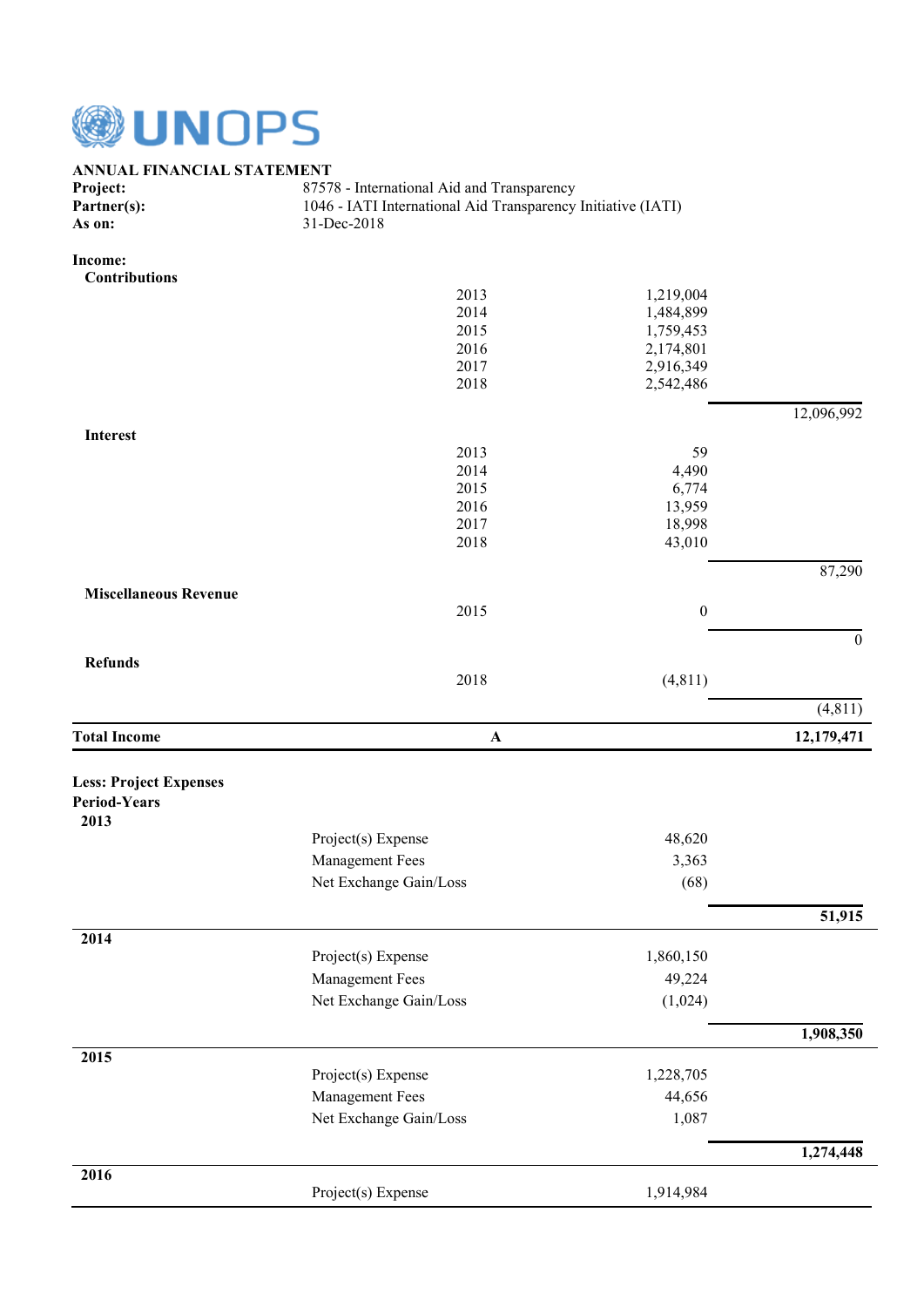UNOPS

**ANNUAL FINANCIAL STATEMENT**

| | |
|---|---|
| **Project:** | 87578 - International Aid and Transparency |
| **Partner(s):** | 1046 - IATI International Aid Transparency Initiative (IATI) |
| **As on:** | 31-Dec-2018 |

**Income:**

| | | | |
|---|---|---|---|
| **Contributions** | | | |
| | 2013 | 1,219,004 | |
| | 2014 | 1,484,899 | |
| | 2015 | 1,759,453 | |
| | 2016 | 2,174,801 | |
| | 2017 | 2,916,349 | |
| | 2018 | 2,542,486 | |
| | | | 12,096,992 |
| **Interest** | | | |
| | 2013 | 59 | |
| | 2014 | 4,490 | |
| | 2015 | 6,774 | |
| | 2016 | 13,959 | |
| | 2017 | 18,998 | |
| | 2018 | 43,010 | |
| | | | 87,290 |
| **Miscellaneous Revenue** | | | |
| | 2015 | 0 | |
| | | | 0 |
| **Refunds** | | | |
| | 2018 | (4,811) | |
| | | | (4,811) |
| **Total Income** | **A** | | **12,179,471** |

**Less: Project Expenses**

**Period-Years**

| | | | |
|---|---|---|---|
| **2013** | | | |
| | Project(s) Expense | 48,620 | |
| | Management Fees | 3,363 | |
| | Net Exchange Gain/Loss | (68) | |
| | | | **51,915** |
| **2014** | | | |
| | Project(s) Expense | 1,860,150 | |
| | Management Fees | 49,224 | |
| | Net Exchange Gain/Loss | (1,024) | |
| | | | **1,908,350** |
| **2015** | | | |
| | Project(s) Expense | 1,228,705 | |
| | Management Fees | 44,656 | |
| | Net Exchange Gain/Loss | 1,087 | |
| | | | **1,274,448** |
| **2016** | | | |
| | Project(s) Expense | 1,914,984 | |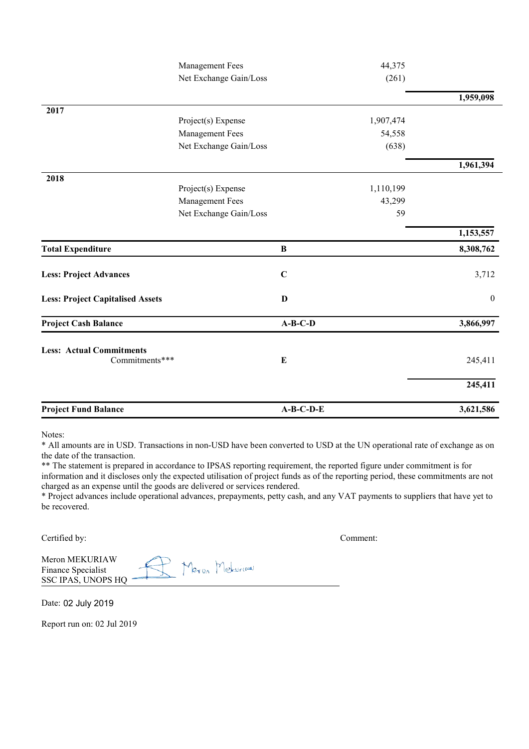| | | | |
|---|---|---|---|
| | Management Fees | 44,375 | |
| | Net Exchange Gain/Loss | (261) | |
| | | | **1,959,098** |
| **2017** | | | |
| | Project(s) Expense | 1,907,474 | |
| | Management Fees | 54,558 | |
| | Net Exchange Gain/Loss | (638) | |
| | | | **1,961,394** |
| **2018** | | | |
| | Project(s) Expense | 1,110,199 | |
| | Management Fees | 43,299 | |
| | Net Exchange Gain/Loss | 59 | |
| | | | **1,153,557** |
| **Total Expenditure** | | **B** | **8,308,762** |
| **Less: Project Advances** | | **C** | 3,712 |
| **Less: Project Capitalised Assets** | | **D** | 0 |
| **Project Cash Balance** | | **A-B-C-D** | **3,866,997** |
| **Less: Actual Commitments** | | | |
| Commitments*** | | **E** | 245,411 |
| | | | **245,411** |
| **Project Fund Balance** | | **A-B-C-D-E** | **3,621,586** |

Notes:
* All amounts are in USD. Transactions in non-USD have been converted to USD at the UN operational rate of exchange as on the date of the transaction.
** The statement is prepared in accordance to IPSAS reporting requirement, the reported figure under commitment is for information and it discloses only the expected utilisation of project funds as of the reporting period, these commitments are not charged as an expense until the goods are delivered or services rendered.
* Project advances include operational advances, prepayments, petty cash, and any VAT payments to suppliers that have yet to be recovered.

Certified by:

Meron MEKURIAW
Finance Specialist
SSC IPAS, UNOPS HQ

Comment:

Date: 02 July 2019

Report run on: 02 Jul 2019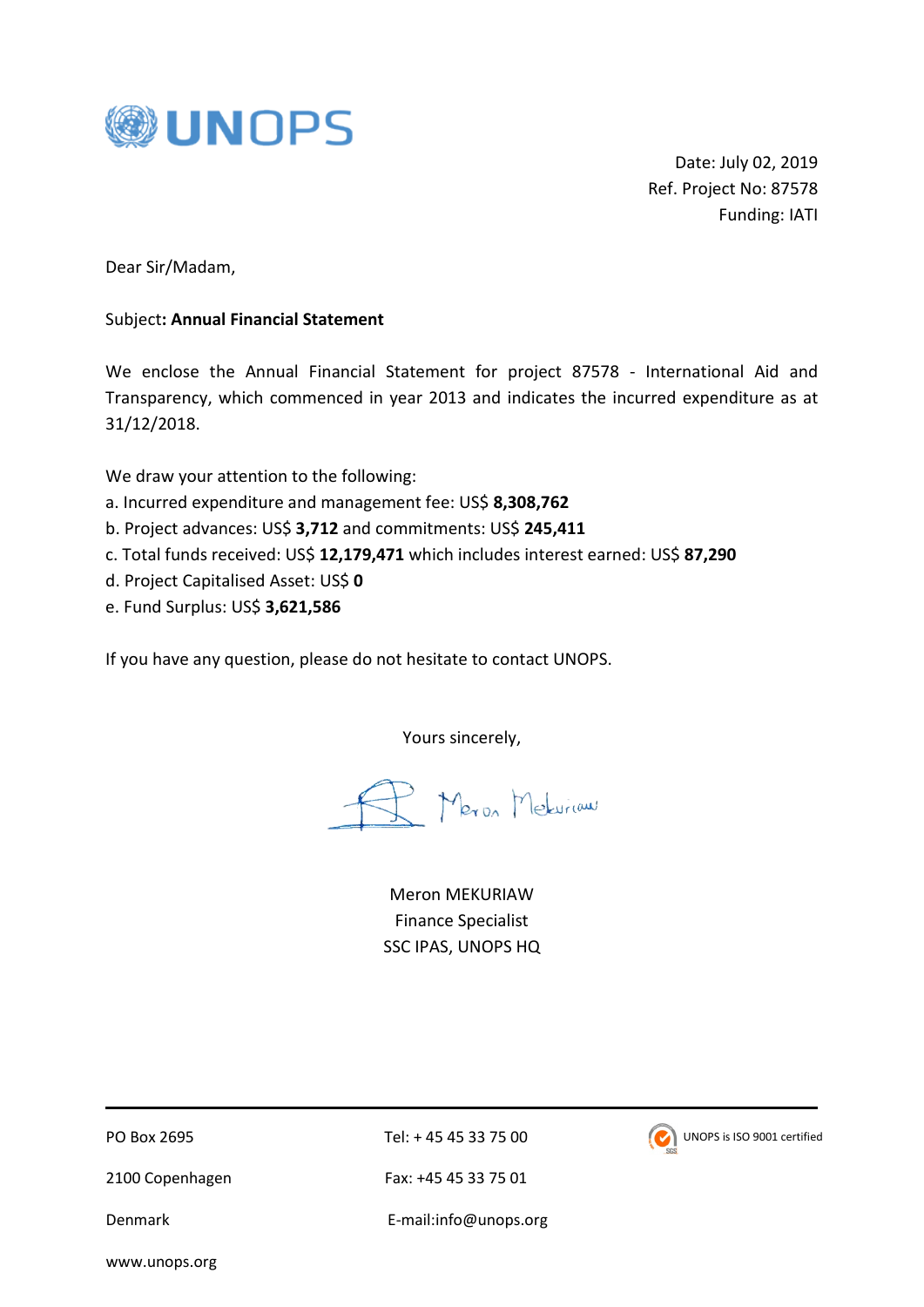UNOPS

Date: July 02, 2019
Ref. Project No: 87578
Funding: IATI

Dear Sir/Madam,

Subject**: Annual Financial Statement**

We enclose the Annual Financial Statement for project 87578 - International Aid and Transparency, which commenced in year 2013 and indicates the incurred expenditure as at 31/12/2018.

We draw your attention to the following:

a. Incurred expenditure and management fee: US$ **8,308,762**
b. Project advances: US$ **3,712** and commitments: US$ **245,411**
c. Total funds received: US$ **12,179,471** which includes interest earned: US$ **87,290**
d. Project Capitalised Asset: US$ **0**
e. Fund Surplus: US$ **3,621,586**

If you have any question, please do not hesitate to contact UNOPS.

Yours sincerely,

Meron Mekuriaw

Meron MEKURIAW
Finance Specialist
SSC IPAS, UNOPS HQ

PO Box 2695
2100 Copenhagen
Denmark
www.unops.org

Tel: + 45 45 33 75 00
Fax: +45 45 33 75 01
E-mail:info@unops.org

UNOPS is ISO 9001 certified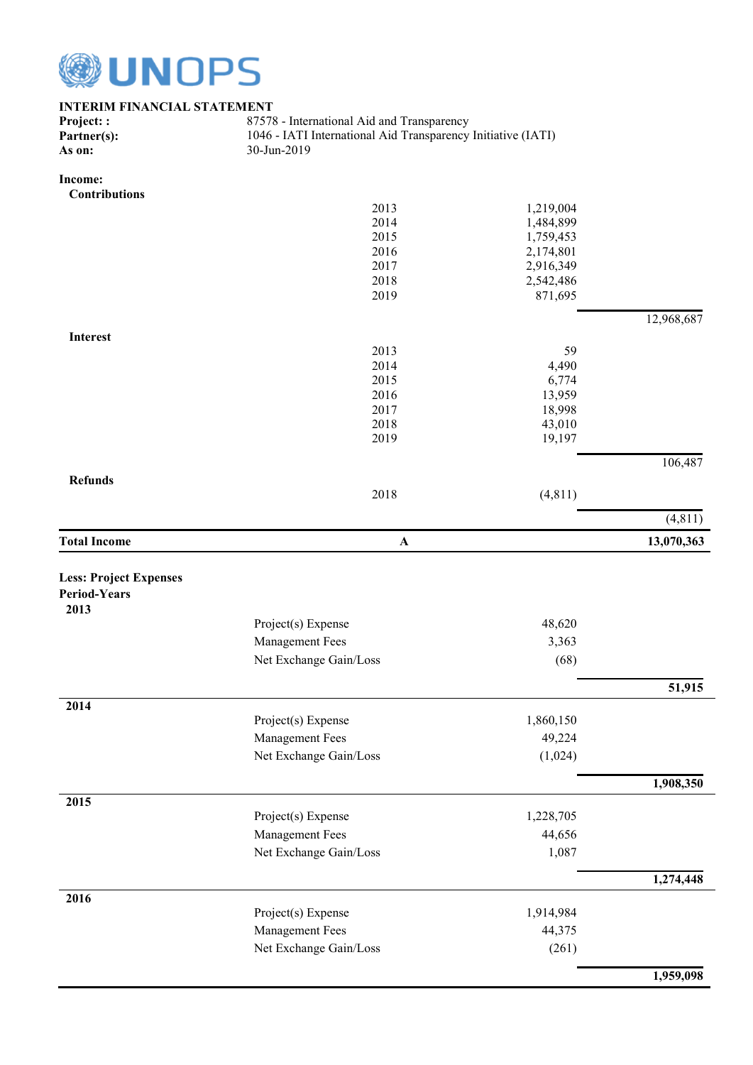UNOPS

**INTERIM FINANCIAL STATEMENT**

| | |
|---|---|
| **Project: :** | 87578 - International Aid and Transparency |
| **Partner(s):** | 1046 - IATI International Aid Transparency Initiative (IATI) |
| **As on:** | 30-Jun-2019 |

**Income:**

| | | | |
|---|---|---|---|
| **Contributions** | | | |
| | 2013 | 1,219,004 | |
| | 2014 | 1,484,899 | |
| | 2015 | 1,759,453 | |
| | 2016 | 2,174,801 | |
| | 2017 | 2,916,349 | |
| | 2018 | 2,542,486 | |
| | 2019 | 871,695 | |
| | | | 12,968,687 |
| **Interest** | | | |
| | 2013 | 59 | |
| | 2014 | 4,490 | |
| | 2015 | 6,774 | |
| | 2016 | 13,959 | |
| | 2017 | 18,998 | |
| | 2018 | 43,010 | |
| | 2019 | 19,197 | |
| | | | 106,487 |
| **Refunds** | | | |
| | 2018 | (4,811) | |
| | | | (4,811) |
| **Total Income** | **A** | | **13,070,363** |

**Less: Project Expenses**

**Period-Years**

| | | | |
|---|---|---|---|
| **2013** | | | |
| | Project(s) Expense | 48,620 | |
| | Management Fees | 3,363 | |
| | Net Exchange Gain/Loss | (68) | |
| | | | **51,915** |
| **2014** | | | |
| | Project(s) Expense | 1,860,150 | |
| | Management Fees | 49,224 | |
| | Net Exchange Gain/Loss | (1,024) | |
| | | | **1,908,350** |
| **2015** | | | |
| | Project(s) Expense | 1,228,705 | |
| | Management Fees | 44,656 | |
| | Net Exchange Gain/Loss | 1,087 | |
| | | | **1,274,448** |
| **2016** | | | |
| | Project(s) Expense | 1,914,984 | |
| | Management Fees | 44,375 | |
| | Net Exchange Gain/Loss | (261) | |
| | | | **1,959,098** |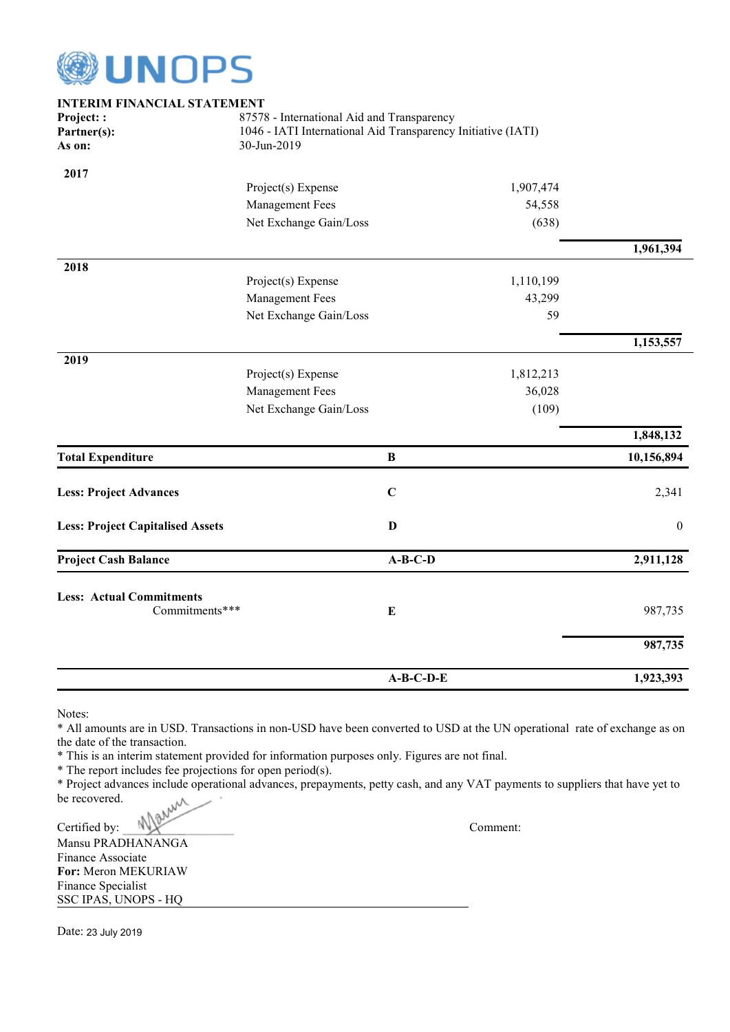UNOPS

**INTERIM FINANCIAL STATEMENT**

**Project: :** 87578 - International Aid and Transparency
**Partner(s):** 1046 - IATI International Aid Transparency Initiative (IATI)
**As on:** 30-Jun-2019

| | | | | |
|---|---|---|---|---|
| **2017** | | | | |
| | Project(s) Expense | | 1,907,474 | |
| | Management Fees | | 54,558 | |
| | Net Exchange Gain/Loss | | (638) | |
| | | | | **1,961,394** |
| **2018** | | | | |
| | Project(s) Expense | | 1,110,199 | |
| | Management Fees | | 43,299 | |
| | Net Exchange Gain/Loss | | 59 | |
| | | | | **1,153,557** |
| **2019** | | | | |
| | Project(s) Expense | | 1,812,213 | |
| | Management Fees | | 36,028 | |
| | Net Exchange Gain/Loss | | (109) | |
| | | | | **1,848,132** |
| **Total Expenditure** | | **B** | | **10,156,894** |
| **Less: Project Advances** | | **C** | | 2,341 |
| **Less: Project Capitalised Assets** | | **D** | | 0 |
| **Project Cash Balance** | | **A-B-C-D** | | **2,911,128** |
| **Less: Actual Commitments** | | | | |
| | Commitments*** | **E** | | 987,735 |
| | | | | **987,735** |
| | | **A-B-C-D-E** | | **1,923,393** |

Notes:
* All amounts are in USD. Transactions in non-USD have been converted to USD at the UN operational rate of exchange as on the date of the transaction.
* This is an interim statement provided for information purposes only. Figures are not final.
* The report includes fee projections for open period(s).
* Project advances include operational advances, prepayments, petty cash, and any VAT payments to suppliers that have yet to be recovered.

Certified by: ____________ Comment:

Mansu PRADHANANGA
Finance Associate
**For:** Meron MEKURIAW
Finance Specialist
SSC IPAS, UNOPS - HQ

Date: 23 July 2019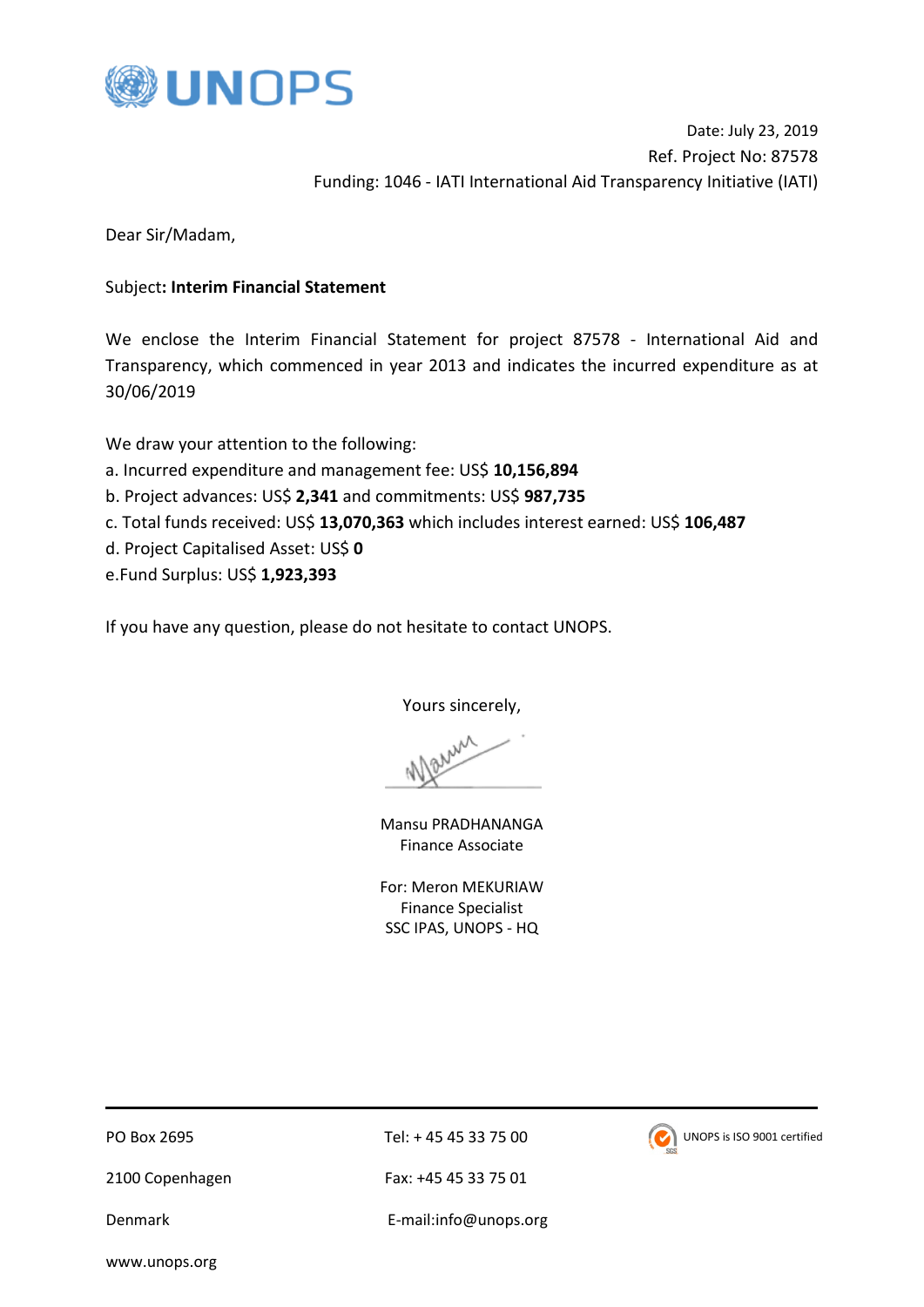UNOPS

Date: July 23, 2019
Ref. Project No: 87578
Funding: 1046 - IATI International Aid Transparency Initiative (IATI)

Dear Sir/Madam,

Subject**: Interim Financial Statement**

We enclose the Interim Financial Statement for project 87578 - International Aid and Transparency, which commenced in year 2013 and indicates the incurred expenditure as at 30/06/2019

We draw your attention to the following:

a. Incurred expenditure and management fee: US$ **10,156,894**
b. Project advances: US$ **2,341** and commitments: US$ **987,735**
c. Total funds received: US$ **13,070,363** which includes interest earned: US$ **106,487**
d. Project Capitalised Asset: US$ **0**
e.Fund Surplus: US$ **1,923,393**

If you have any question, please do not hesitate to contact UNOPS.

Yours sincerely,

Mansu PRADHANANGA
Finance Associate

For: Meron MEKURIAW
Finance Specialist
SSC IPAS, UNOPS - HQ

PO Box 2695
2100 Copenhagen
Denmark
www.unops.org

Tel: + 45 45 33 75 00
Fax: +45 45 33 75 01
E-mail:info@unops.org

UNOPS is ISO 9001 certified